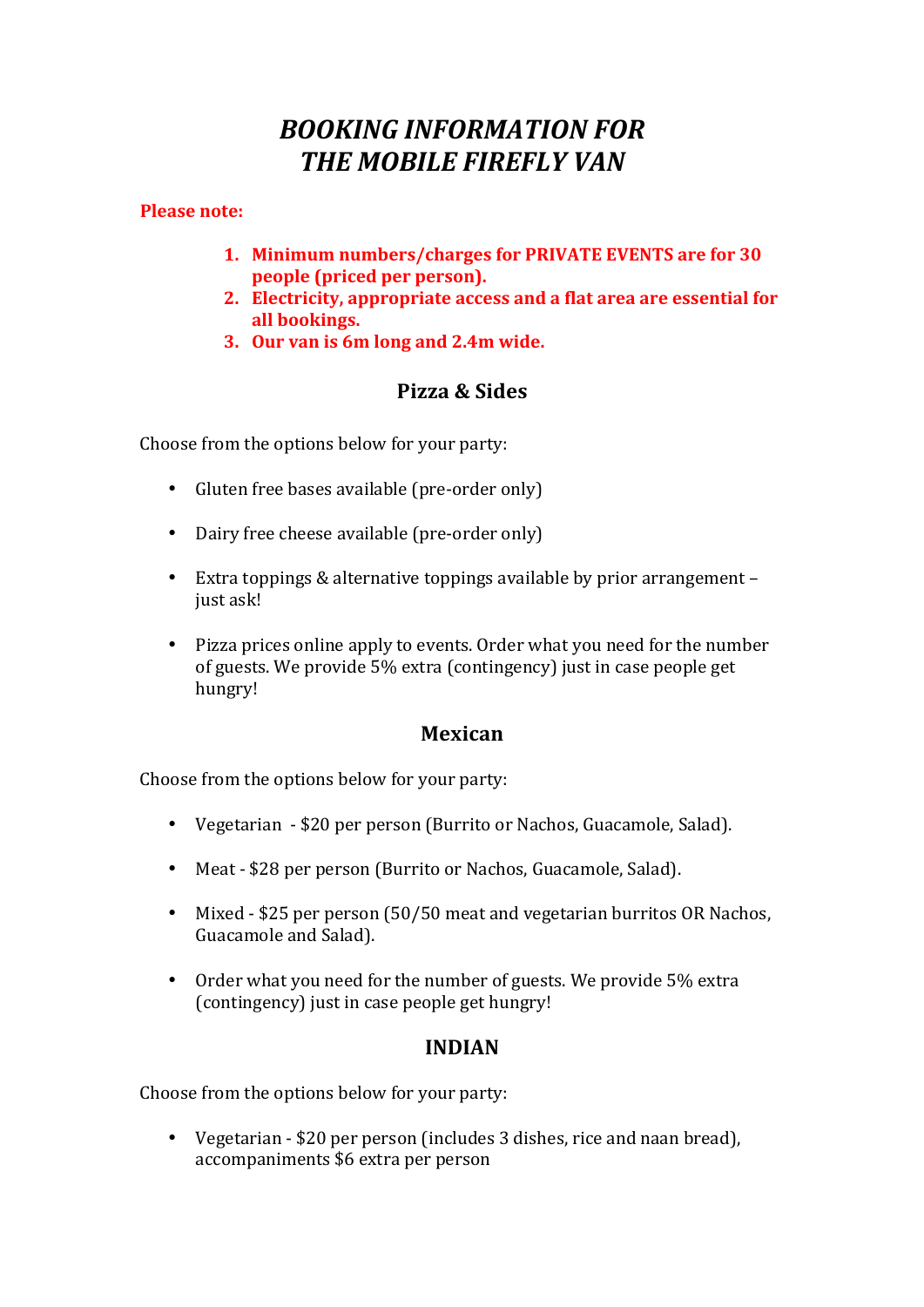# *BOOKING INFORMATION FOR THE MOBILE FIREFLY VAN*

**Please note:**

1. **Minimum numbers/charges for PRIVATE EVENTS are for 30 people (priced per person).**
2. **Electricity, appropriate access and a flat area are essential for all bookings.**
3. **Our van is 6m long and 2.4m wide.**

## Pizza & Sides

Choose from the options below for your party:

- Gluten free bases available (pre-order only)
- Dairy free cheese available (pre-order only)
- Extra toppings & alternative toppings available by prior arrangement – just ask!
- Pizza prices online apply to events. Order what you need for the number of guests. We provide 5% extra (contingency) just in case people get hungry!

## Mexican

Choose from the options below for your party:

- Vegetarian - $20 per person (Burrito or Nachos, Guacamole, Salad).
- Meat - $28 per person (Burrito or Nachos, Guacamole, Salad).
- Mixed - $25 per person (50/50 meat and vegetarian burritos OR Nachos, Guacamole and Salad).
- Order what you need for the number of guests. We provide 5% extra (contingency) just in case people get hungry!

## INDIAN

Choose from the options below for your party:

- Vegetarian - $20 per person (includes 3 dishes, rice and naan bread), accompaniments $6 extra per person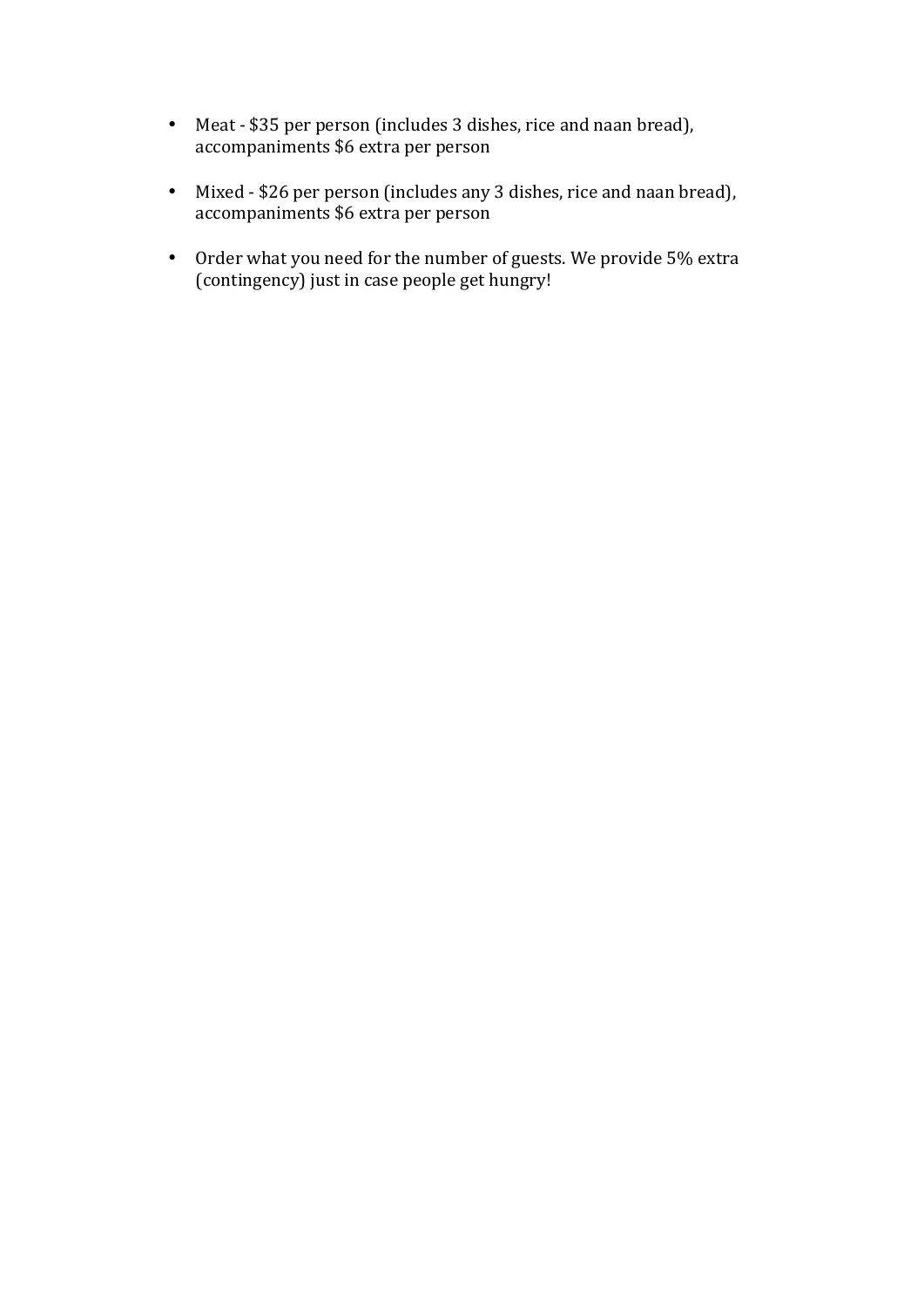- Meat - $35 per person (includes 3 dishes, rice and naan bread), accompaniments $6 extra per person

- Mixed - $26 per person (includes any 3 dishes, rice and naan bread), accompaniments $6 extra per person

- Order what you need for the number of guests. We provide 5% extra (contingency) just in case people get hungry!